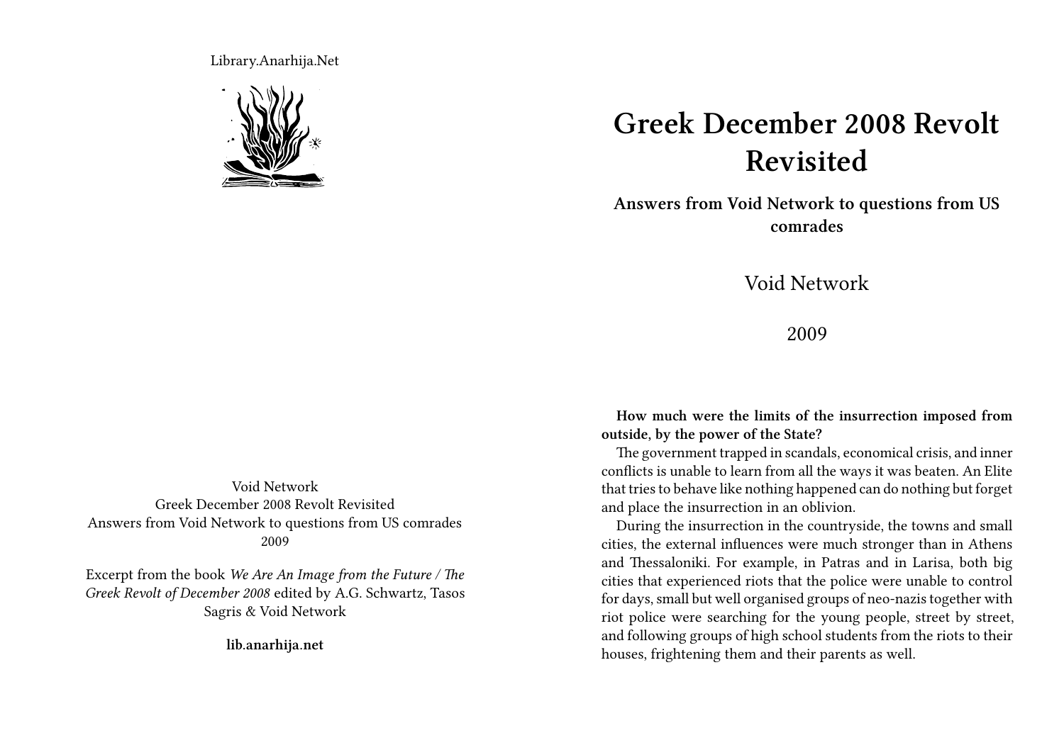Library.Anarhija.Net

Void Network
Greek December 2008 Revolt Revisited
Answers from Void Network to questions from US comrades
2009

Excerpt from the book *We Are An Image from the Future / The Greek Revolt of December 2008* edited by A.G. Schwartz, Tasos Sagris & Void Network

**lib.anarhija.net**

# Greek December 2008 Revolt Revisited

**Answers from Void Network to questions from US comrades**

Void Network

2009

**How much were the limits of the insurrection imposed from outside, by the power of the State?**

The government trapped in scandals, economical crisis, and inner conflicts is unable to learn from all the ways it was beaten. An Elite that tries to behave like nothing happened can do nothing but forget and place the insurrection in an oblivion.

During the insurrection in the countryside, the towns and small cities, the external influences were much stronger than in Athens and Thessaloniki. For example, in Patras and in Larisa, both big cities that experienced riots that the police were unable to control for days, small but well organised groups of neo-nazis together with riot police were searching for the young people, street by street, and following groups of high school students from the riots to their houses, frightening them and their parents as well.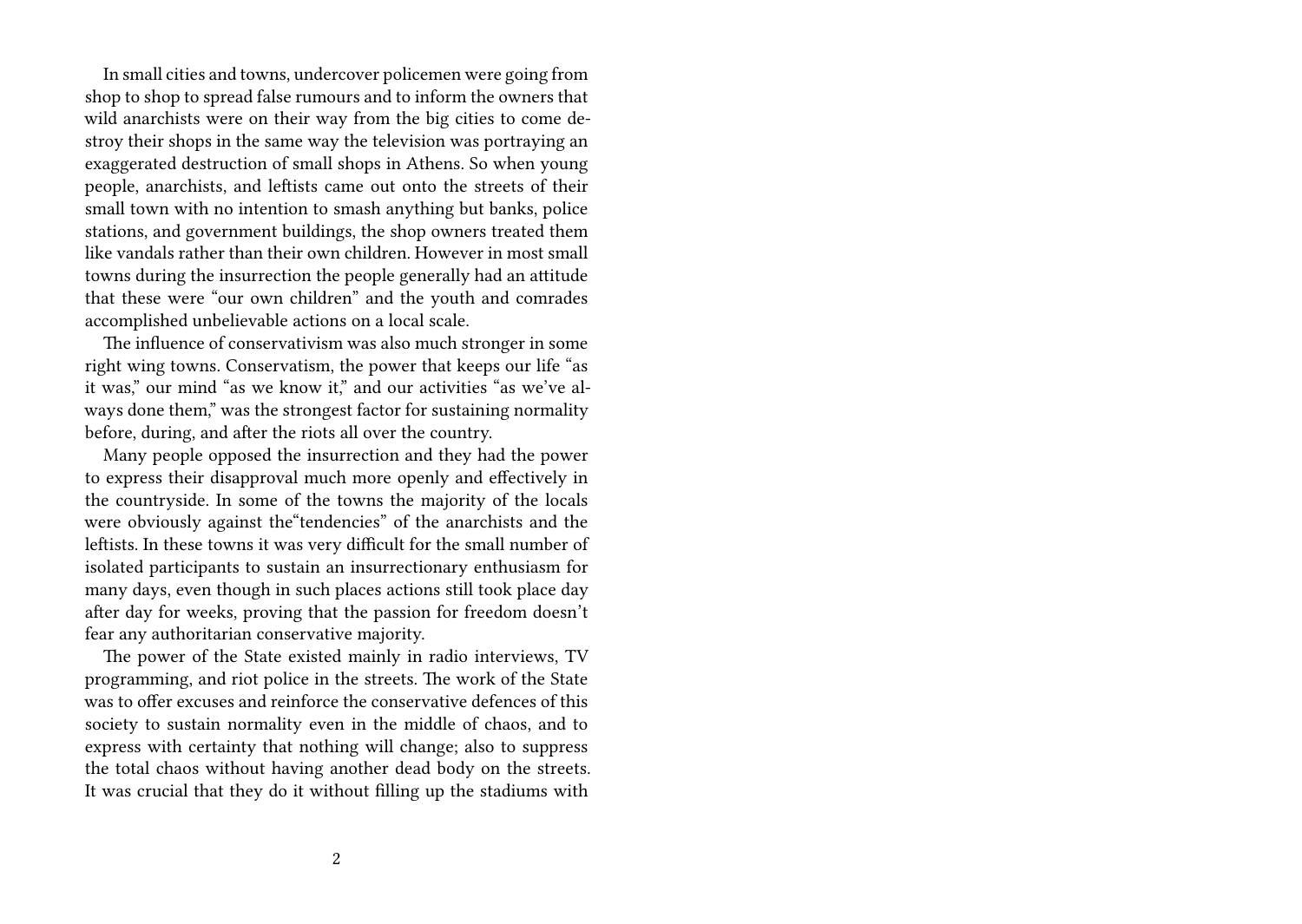In small cities and towns, undercover policemen were going from shop to shop to spread false rumours and to inform the owners that wild anarchists were on their way from the big cities to come destroy their shops in the same way the television was portraying an exaggerated destruction of small shops in Athens. So when young people, anarchists, and leftists came out onto the streets of their small town with no intention to smash anything but banks, police stations, and government buildings, the shop owners treated them like vandals rather than their own children. However in most small towns during the insurrection the people generally had an attitude that these were "our own children" and the youth and comrades accomplished unbelievable actions on a local scale.

The influence of conservativism was also much stronger in some right wing towns. Conservatism, the power that keeps our life "as it was," our mind "as we know it," and our activities "as we've always done them," was the strongest factor for sustaining normality before, during, and after the riots all over the country.

Many people opposed the insurrection and they had the power to express their disapproval much more openly and effectively in the countryside. In some of the towns the majority of the locals were obviously against the"tendencies" of the anarchists and the leftists. In these towns it was very difficult for the small number of isolated participants to sustain an insurrectionary enthusiasm for many days, even though in such places actions still took place day after day for weeks, proving that the passion for freedom doesn't fear any authoritarian conservative majority.

The power of the State existed mainly in radio interviews, TV programming, and riot police in the streets. The work of the State was to offer excuses and reinforce the conservative defences of this society to sustain normality even in the middle of chaos, and to express with certainty that nothing will change; also to suppress the total chaos without having another dead body on the streets. It was crucial that they do it without filling up the stadiums with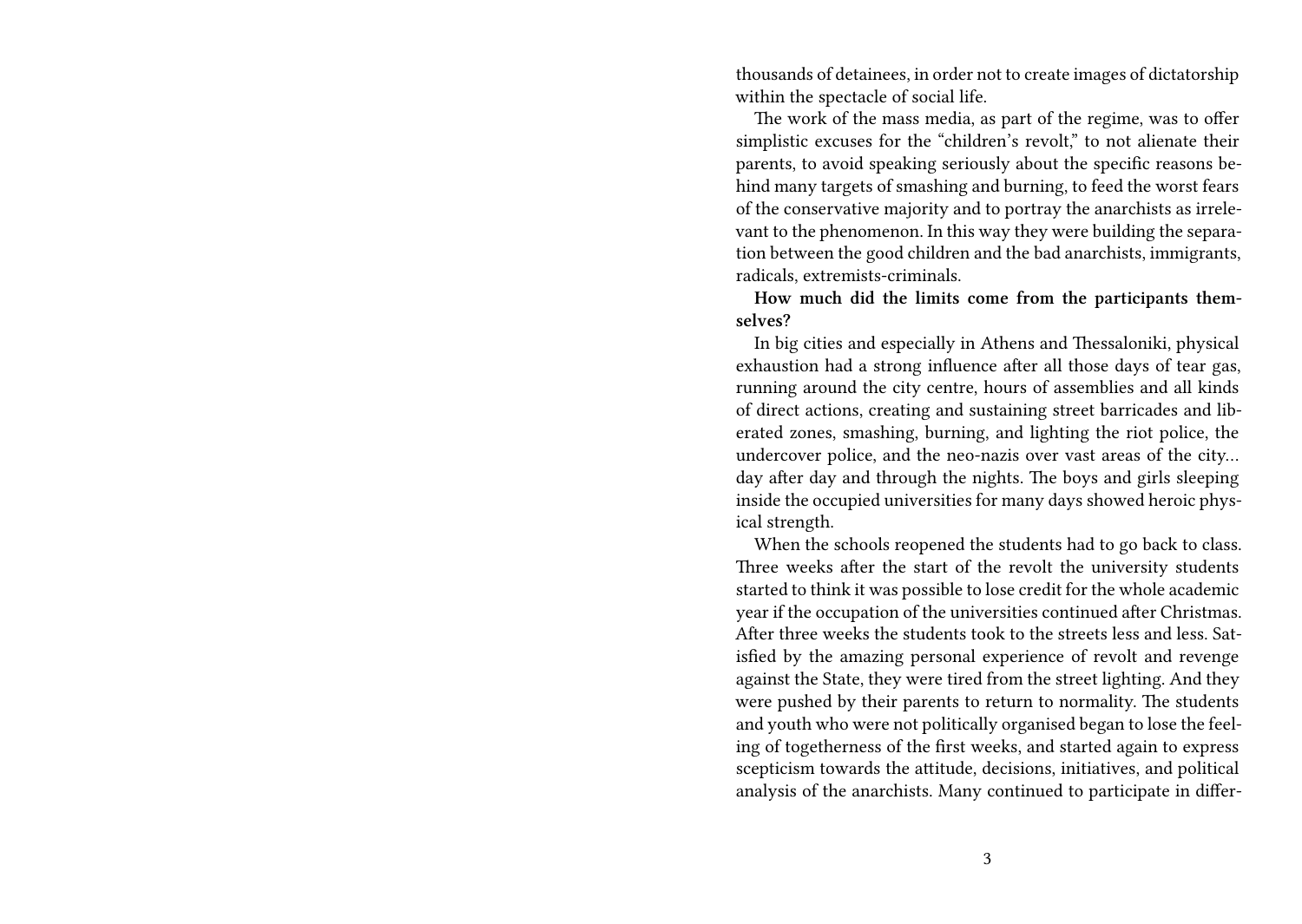thousands of detainees, in order not to create images of dictatorship within the spectacle of social life.

The work of the mass media, as part of the regime, was to offer simplistic excuses for the "children's revolt," to not alienate their parents, to avoid speaking seriously about the specific reasons behind many targets of smashing and burning, to feed the worst fears of the conservative majority and to portray the anarchists as irrelevant to the phenomenon. In this way they were building the separation between the good children and the bad anarchists, immigrants, radicals, extremists-criminals.

**How much did the limits come from the participants themselves?**

In big cities and especially in Athens and Thessaloniki, physical exhaustion had a strong influence after all those days of tear gas, running around the city centre, hours of assemblies and all kinds of direct actions, creating and sustaining street barricades and liberated zones, smashing, burning, and lighting the riot police, the undercover police, and the neo-nazis over vast areas of the city… day after day and through the nights. The boys and girls sleeping inside the occupied universities for many days showed heroic physical strength.

When the schools reopened the students had to go back to class. Three weeks after the start of the revolt the university students started to think it was possible to lose credit for the whole academic year if the occupation of the universities continued after Christmas. After three weeks the students took to the streets less and less. Satisfied by the amazing personal experience of revolt and revenge against the State, they were tired from the street lighting. And they were pushed by their parents to return to normality. The students and youth who were not politically organised began to lose the feeling of togetherness of the first weeks, and started again to express scepticism towards the attitude, decisions, initiatives, and political analysis of the anarchists. Many continued to participate in differ-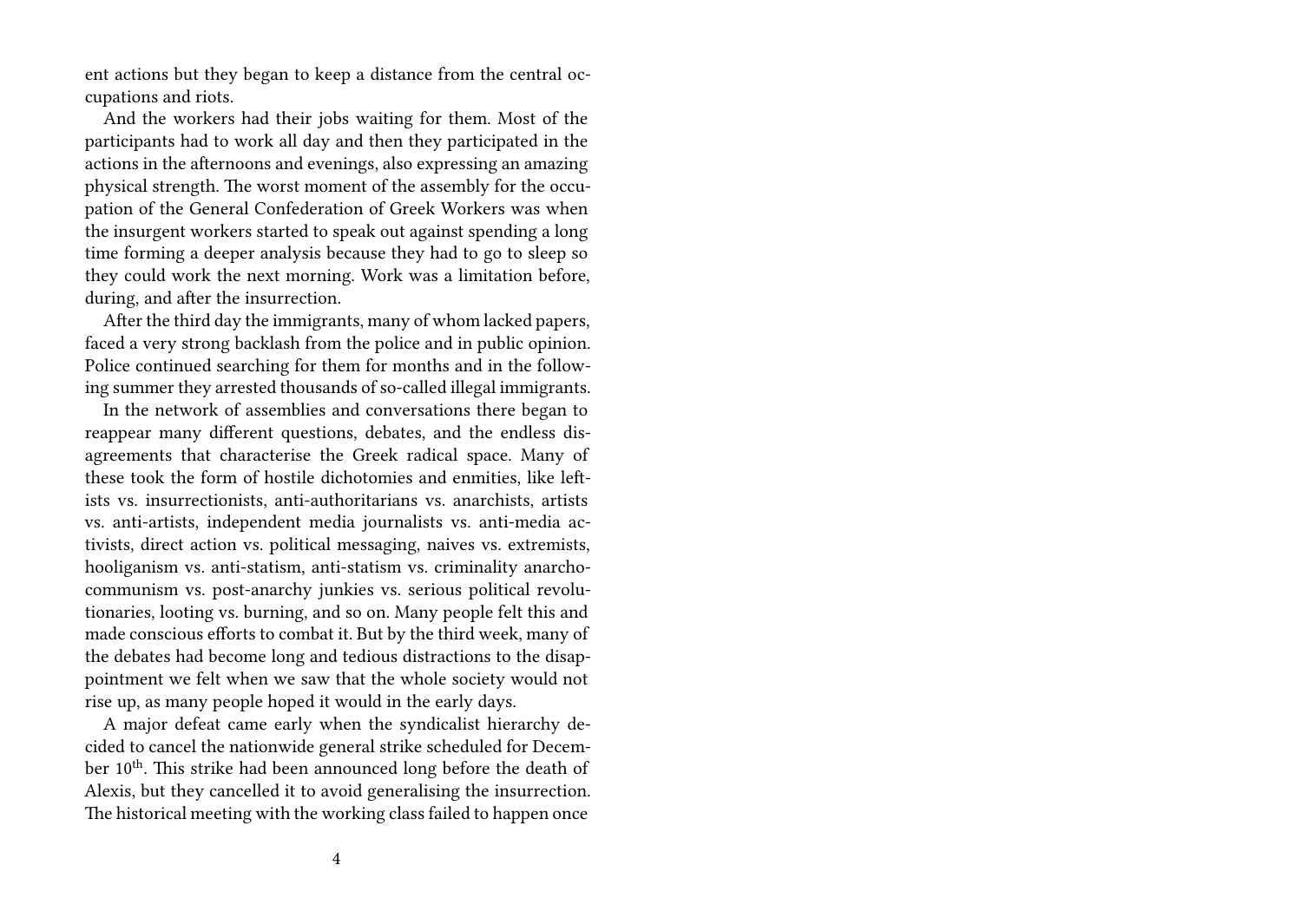ent actions but they began to keep a distance from the central occupations and riots.

And the workers had their jobs waiting for them. Most of the participants had to work all day and then they participated in the actions in the afternoons and evenings, also expressing an amazing physical strength. The worst moment of the assembly for the occupation of the General Confederation of Greek Workers was when the insurgent workers started to speak out against spending a long time forming a deeper analysis because they had to go to sleep so they could work the next morning. Work was a limitation before, during, and after the insurrection.

After the third day the immigrants, many of whom lacked papers, faced a very strong backlash from the police and in public opinion. Police continued searching for them for months and in the following summer they arrested thousands of so-called illegal immigrants.

In the network of assemblies and conversations there began to reappear many different questions, debates, and the endless disagreements that characterise the Greek radical space. Many of these took the form of hostile dichotomies and enmities, like leftists vs. insurrectionists, anti-authoritarians vs. anarchists, artists vs. anti-artists, independent media journalists vs. anti-media activists, direct action vs. political messaging, naives vs. extremists, hooliganism vs. anti-statism, anti-statism vs. criminality anarcho-communism vs. post-anarchy junkies vs. serious political revolutionaries, looting vs. burning, and so on. Many people felt this and made conscious efforts to combat it. But by the third week, many of the debates had become long and tedious distractions to the disappointment we felt when we saw that the whole society would not rise up, as many people hoped it would in the early days.

A major defeat came early when the syndicalist hierarchy decided to cancel the nationwide general strike scheduled for December 10th. This strike had been announced long before the death of Alexis, but they cancelled it to avoid generalising the insurrection. The historical meeting with the working class failed to happen once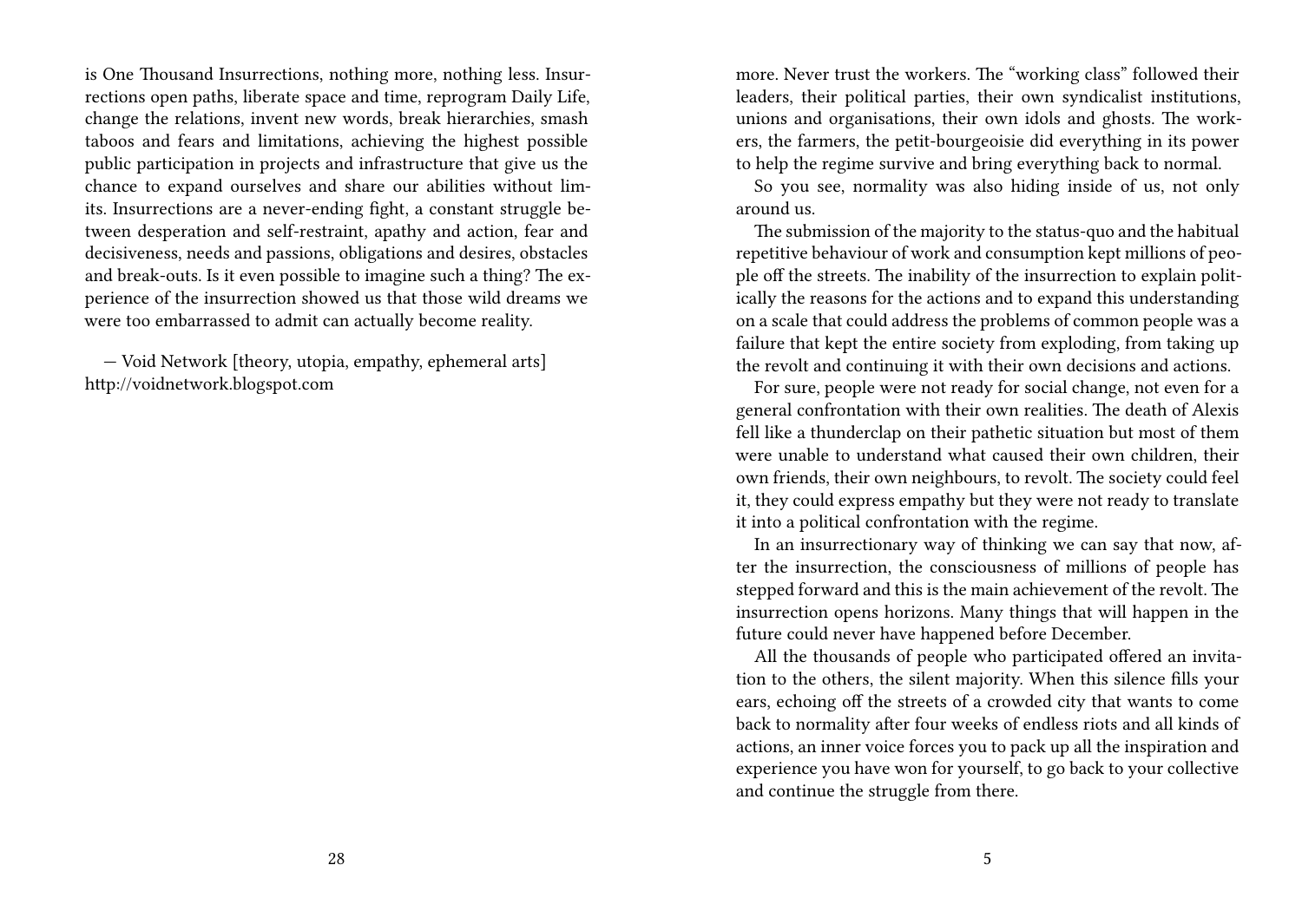is One Thousand Insurrections, nothing more, nothing less. Insurrections open paths, liberate space and time, reprogram Daily Life, change the relations, invent new words, break hierarchies, smash taboos and fears and limitations, achieving the highest possible public participation in projects and infrastructure that give us the chance to expand ourselves and share our abilities without limits. Insurrections are a never-ending fight, a constant struggle between desperation and self-restraint, apathy and action, fear and decisiveness, needs and passions, obligations and desires, obstacles and break-outs. Is it even possible to imagine such a thing? The experience of the insurrection showed us that those wild dreams we were too embarrassed to admit can actually become reality.

— Void Network [theory, utopia, empathy, ephemeral arts]
http://voidnetwork.blogspot.com

more. Never trust the workers. The "working class" followed their leaders, their political parties, their own syndicalist institutions, unions and organisations, their own idols and ghosts. The workers, the farmers, the petit-bourgeoisie did everything in its power to help the regime survive and bring everything back to normal.

So you see, normality was also hiding inside of us, not only around us.

The submission of the majority to the status-quo and the habitual repetitive behaviour of work and consumption kept millions of people off the streets. The inability of the insurrection to explain politically the reasons for the actions and to expand this understanding on a scale that could address the problems of common people was a failure that kept the entire society from exploding, from taking up the revolt and continuing it with their own decisions and actions.

For sure, people were not ready for social change, not even for a general confrontation with their own realities. The death of Alexis fell like a thunderclap on their pathetic situation but most of them were unable to understand what caused their own children, their own friends, their own neighbours, to revolt. The society could feel it, they could express empathy but they were not ready to translate it into a political confrontation with the regime.

In an insurrectionary way of thinking we can say that now, after the insurrection, the consciousness of millions of people has stepped forward and this is the main achievement of the revolt. The insurrection opens horizons. Many things that will happen in the future could never have happened before December.

All the thousands of people who participated offered an invitation to the others, the silent majority. When this silence fills your ears, echoing off the streets of a crowded city that wants to come back to normality after four weeks of endless riots and all kinds of actions, an inner voice forces you to pack up all the inspiration and experience you have won for yourself, to go back to your collective and continue the struggle from there.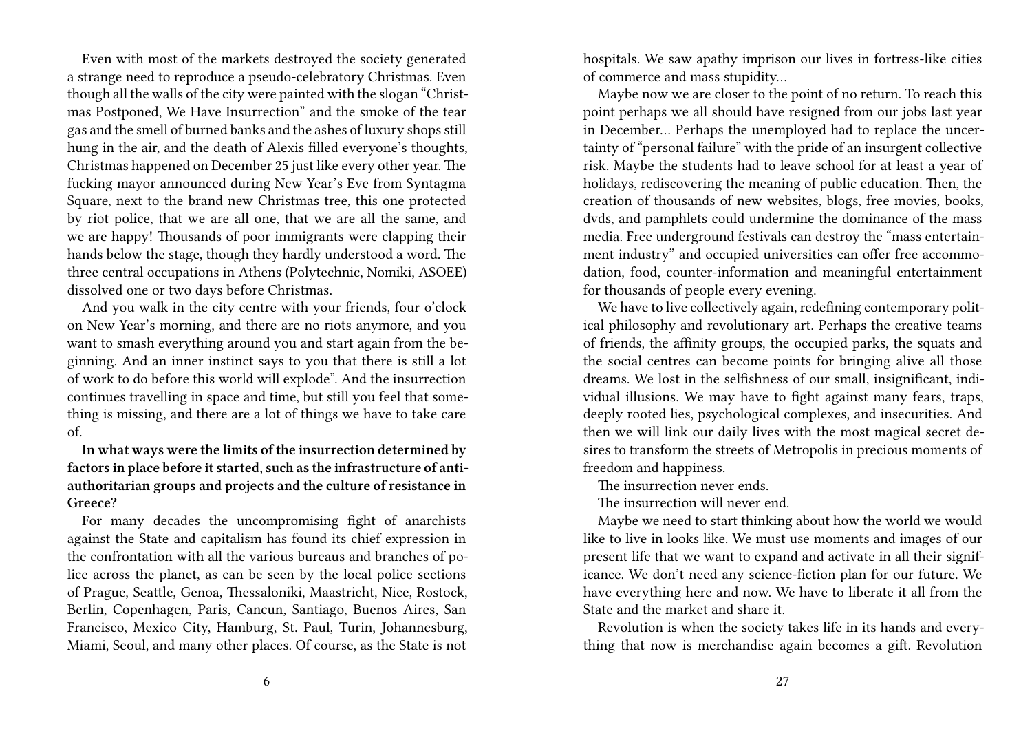Even with most of the markets destroyed the society generated a strange need to reproduce a pseudo-celebratory Christmas. Even though all the walls of the city were painted with the slogan "Christmas Postponed, We Have Insurrection" and the smoke of the tear gas and the smell of burned banks and the ashes of luxury shops still hung in the air, and the death of Alexis filled everyone's thoughts, Christmas happened on December 25 just like every other year. The fucking mayor announced during New Year's Eve from Syntagma Square, next to the brand new Christmas tree, this one protected by riot police, that we are all one, that we are all the same, and we are happy! Thousands of poor immigrants were clapping their hands below the stage, though they hardly understood a word. The three central occupations in Athens (Polytechnic, Nomiki, ASOEE) dissolved one or two days before Christmas.

And you walk in the city centre with your friends, four o'clock on New Year's morning, and there are no riots anymore, and you want to smash everything around you and start again from the beginning. And an inner instinct says to you that there is still a lot of work to do before this world will explode". And the insurrection continues travelling in space and time, but still you feel that something is missing, and there are a lot of things we have to take care of.

**In what ways were the limits of the insurrection determined by factors in place before it started, such as the infrastructure of anti-authoritarian groups and projects and the culture of resistance in Greece?**

For many decades the uncompromising fight of anarchists against the State and capitalism has found its chief expression in the confrontation with all the various bureaus and branches of police across the planet, as can be seen by the local police sections of Prague, Seattle, Genoa, Thessaloniki, Maastricht, Nice, Rostock, Berlin, Copenhagen, Paris, Cancun, Santiago, Buenos Aires, San Francisco, Mexico City, Hamburg, St. Paul, Turin, Johannesburg, Miami, Seoul, and many other places. Of course, as the State is not

hospitals. We saw apathy imprison our lives in fortress-like cities of commerce and mass stupidity…

Maybe now we are closer to the point of no return. To reach this point perhaps we all should have resigned from our jobs last year in December… Perhaps the unemployed had to replace the uncertainty of "personal failure" with the pride of an insurgent collective risk. Maybe the students had to leave school for at least a year of holidays, rediscovering the meaning of public education. Then, the creation of thousands of new websites, blogs, free movies, books, dvds, and pamphlets could undermine the dominance of the mass media. Free underground festivals can destroy the "mass entertainment industry" and occupied universities can offer free accommodation, food, counter-information and meaningful entertainment for thousands of people every evening.

We have to live collectively again, redefining contemporary political philosophy and revolutionary art. Perhaps the creative teams of friends, the affinity groups, the occupied parks, the squats and the social centres can become points for bringing alive all those dreams. We lost in the selfishness of our small, insignificant, individual illusions. We may have to fight against many fears, traps, deeply rooted lies, psychological complexes, and insecurities. And then we will link our daily lives with the most magical secret desires to transform the streets of Metropolis in precious moments of freedom and happiness.

The insurrection never ends.

The insurrection will never end.

Maybe we need to start thinking about how the world we would like to live in looks like. We must use moments and images of our present life that we want to expand and activate in all their significance. We don't need any science-fiction plan for our future. We have everything here and now. We have to liberate it all from the State and the market and share it.

Revolution is when the society takes life in its hands and everything that now is merchandise again becomes a gift. Revolution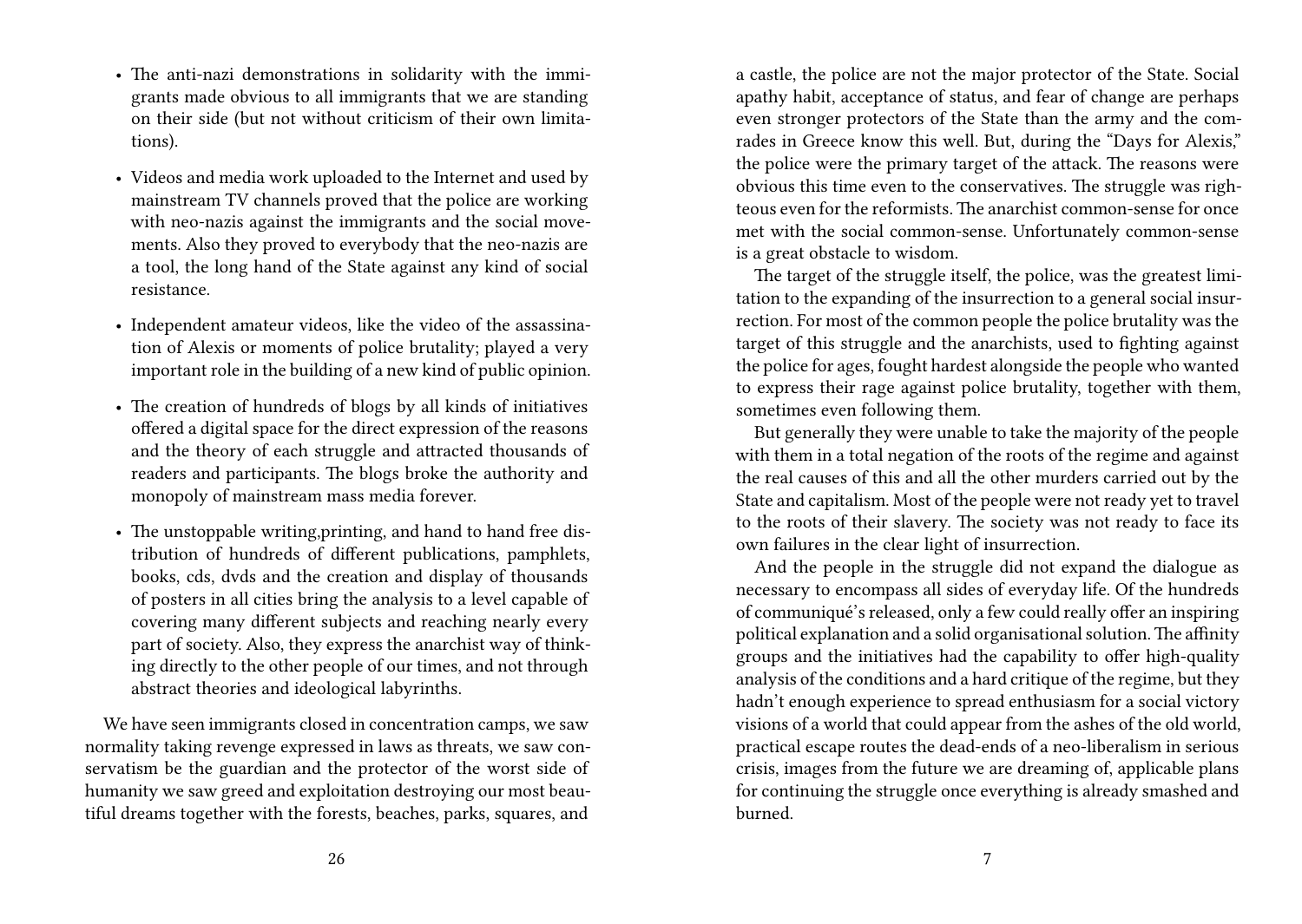- The anti-nazi demonstrations in solidarity with the immigrants made obvious to all immigrants that we are standing on their side (but not without criticism of their own limitations).
- Videos and media work uploaded to the Internet and used by mainstream TV channels proved that the police are working with neo-nazis against the immigrants and the social movements. Also they proved to everybody that the neo-nazis are a tool, the long hand of the State against any kind of social resistance.
- Independent amateur videos, like the video of the assassination of Alexis or moments of police brutality; played a very important role in the building of a new kind of public opinion.
- The creation of hundreds of blogs by all kinds of initiatives offered a digital space for the direct expression of the reasons and the theory of each struggle and attracted thousands of readers and participants. The blogs broke the authority and monopoly of mainstream mass media forever.
- The unstoppable writing,printing, and hand to hand free distribution of hundreds of different publications, pamphlets, books, cds, dvds and the creation and display of thousands of posters in all cities bring the analysis to a level capable of covering many different subjects and reaching nearly every part of society. Also, they express the anarchist way of thinking directly to the other people of our times, and not through abstract theories and ideological labyrinths.

We have seen immigrants closed in concentration camps, we saw normality taking revenge expressed in laws as threats, we saw conservatism be the guardian and the protector of the worst side of humanity we saw greed and exploitation destroying our most beautiful dreams together with the forests, beaches, parks, squares, and

a castle, the police are not the major protector of the State. Social apathy habit, acceptance of status, and fear of change are perhaps even stronger protectors of the State than the army and the comrades in Greece know this well. But, during the "Days for Alexis," the police were the primary target of the attack. The reasons were obvious this time even to the conservatives. The struggle was righteous even for the reformists. The anarchist common-sense for once met with the social common-sense. Unfortunately common-sense is a great obstacle to wisdom.

The target of the struggle itself, the police, was the greatest limitation to the expanding of the insurrection to a general social insurrection. For most of the common people the police brutality was the target of this struggle and the anarchists, used to fighting against the police for ages, fought hardest alongside the people who wanted to express their rage against police brutality, together with them, sometimes even following them.

But generally they were unable to take the majority of the people with them in a total negation of the roots of the regime and against the real causes of this and all the other murders carried out by the State and capitalism. Most of the people were not ready yet to travel to the roots of their slavery. The society was not ready to face its own failures in the clear light of insurrection.

And the people in the struggle did not expand the dialogue as necessary to encompass all sides of everyday life. Of the hundreds of communiqué's released, only a few could really offer an inspiring political explanation and a solid organisational solution. The affinity groups and the initiatives had the capability to offer high-quality analysis of the conditions and a hard critique of the regime, but they hadn't enough experience to spread enthusiasm for a social victory visions of a world that could appear from the ashes of the old world, practical escape routes the dead-ends of a neo-liberalism in serious crisis, images from the future we are dreaming of, applicable plans for continuing the struggle once everything is already smashed and burned.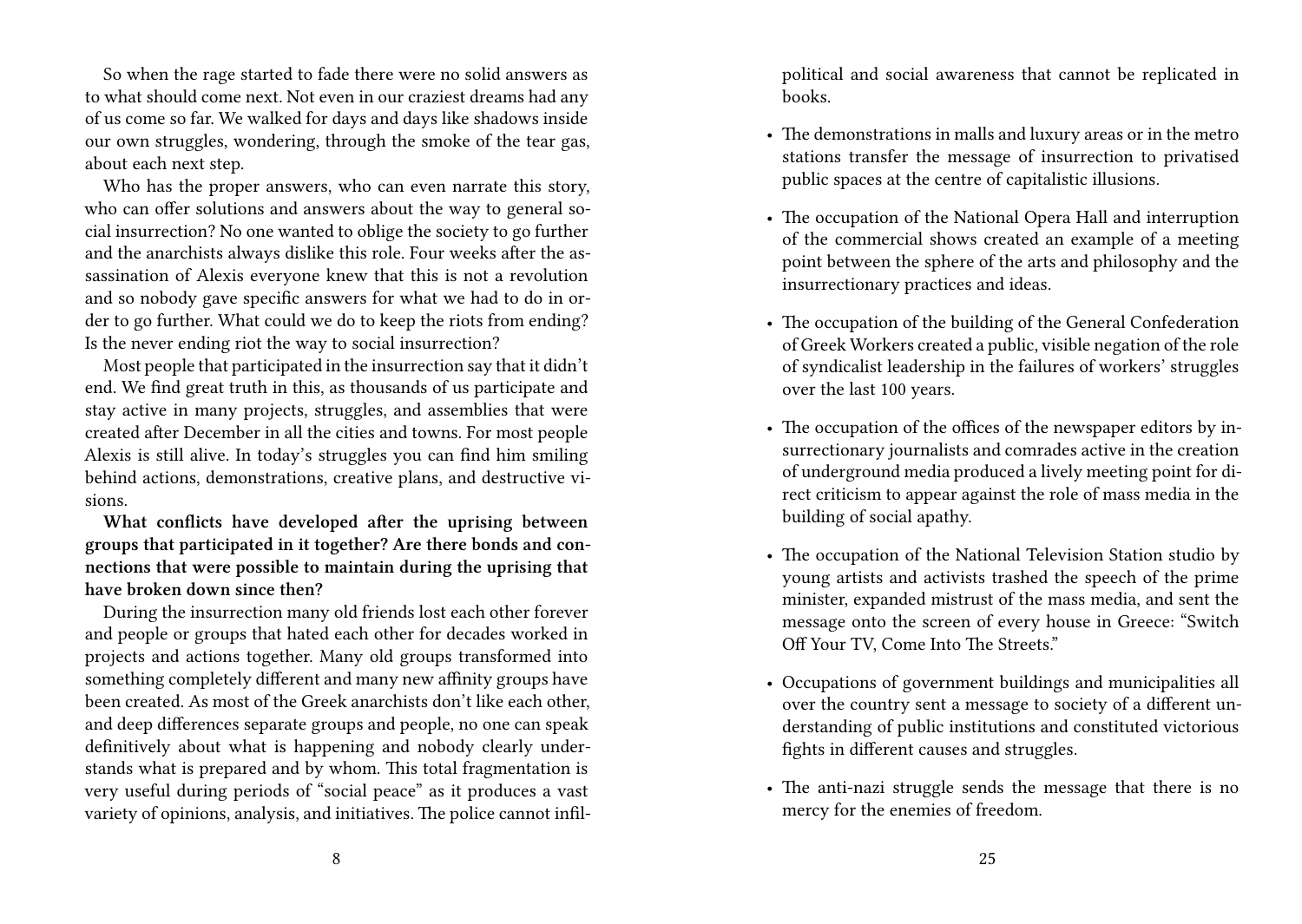So when the rage started to fade there were no solid answers as to what should come next. Not even in our craziest dreams had any of us come so far. We walked for days and days like shadows inside our own struggles, wondering, through the smoke of the tear gas, about each next step.

Who has the proper answers, who can even narrate this story, who can offer solutions and answers about the way to general social insurrection? No one wanted to oblige the society to go further and the anarchists always dislike this role. Four weeks after the assassination of Alexis everyone knew that this is not a revolution and so nobody gave specific answers for what we had to do in order to go further. What could we do to keep the riots from ending? Is the never ending riot the way to social insurrection?

Most people that participated in the insurrection say that it didn't end. We find great truth in this, as thousands of us participate and stay active in many projects, struggles, and assemblies that were created after December in all the cities and towns. For most people Alexis is still alive. In today's struggles you can find him smiling behind actions, demonstrations, creative plans, and destructive visions.

**What conflicts have developed after the uprising between groups that participated in it together? Are there bonds and connections that were possible to maintain during the uprising that have broken down since then?**

During the insurrection many old friends lost each other forever and people or groups that hated each other for decades worked in projects and actions together. Many old groups transformed into something completely different and many new affinity groups have been created. As most of the Greek anarchists don't like each other, and deep differences separate groups and people, no one can speak definitively about what is happening and nobody clearly understands what is prepared and by whom. This total fragmentation is very useful during periods of "social peace" as it produces a vast variety of opinions, analysis, and initiatives. The police cannot infil-

political and social awareness that cannot be replicated in books.

- The demonstrations in malls and luxury areas or in the metro stations transfer the message of insurrection to privatised public spaces at the centre of capitalistic illusions.
- The occupation of the National Opera Hall and interruption of the commercial shows created an example of a meeting point between the sphere of the arts and philosophy and the insurrectionary practices and ideas.
- The occupation of the building of the General Confederation of Greek Workers created a public, visible negation of the role of syndicalist leadership in the failures of workers' struggles over the last 100 years.
- The occupation of the offices of the newspaper editors by insurrectionary journalists and comrades active in the creation of underground media produced a lively meeting point for direct criticism to appear against the role of mass media in the building of social apathy.
- The occupation of the National Television Station studio by young artists and activists trashed the speech of the prime minister, expanded mistrust of the mass media, and sent the message onto the screen of every house in Greece: "Switch Off Your TV, Come Into The Streets."
- Occupations of government buildings and municipalities all over the country sent a message to society of a different understanding of public institutions and constituted victorious fights in different causes and struggles.
- The anti-nazi struggle sends the message that there is no mercy for the enemies of freedom.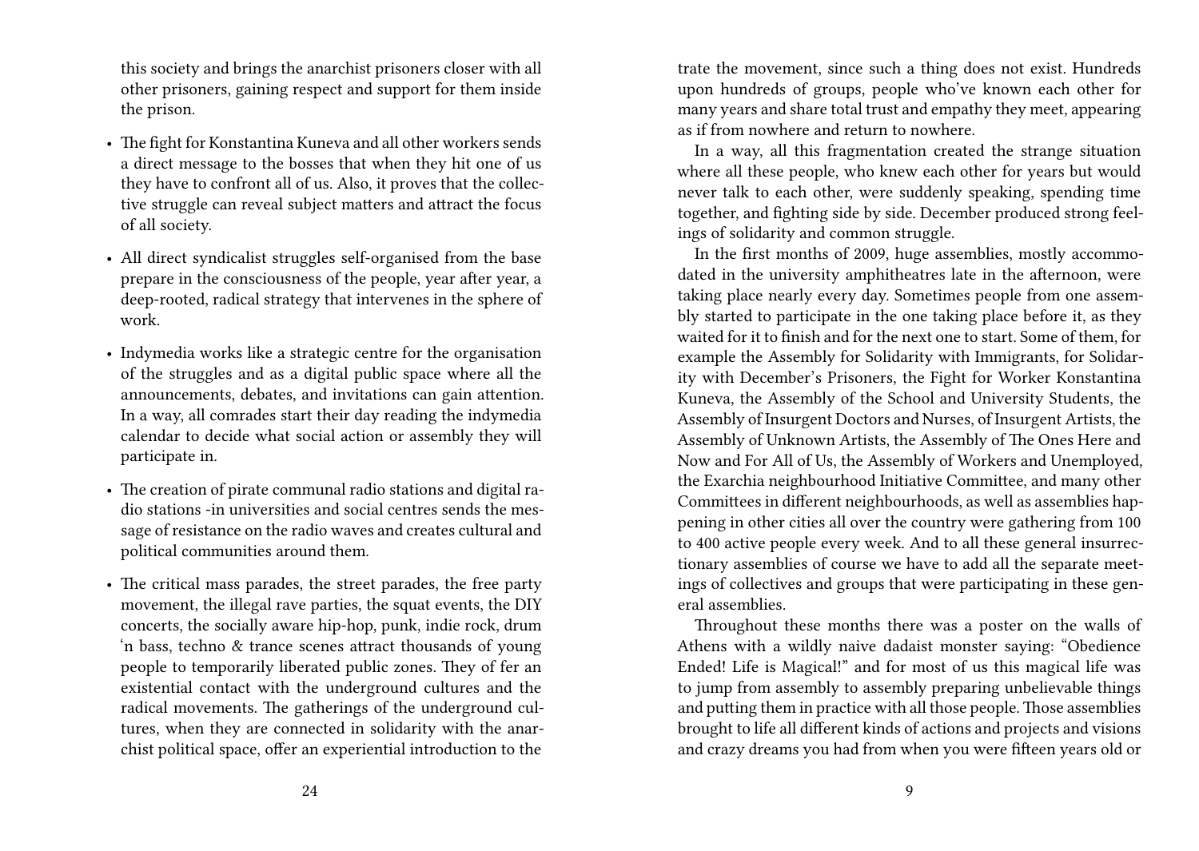this society and brings the anarchist prisoners closer with all other prisoners, gaining respect and support for them inside the prison.

- The fight for Konstantina Kuneva and all other workers sends a direct message to the bosses that when they hit one of us they have to confront all of us. Also, it proves that the collective struggle can reveal subject matters and attract the focus of all society.
- All direct syndicalist struggles self-organised from the base prepare in the consciousness of the people, year after year, a deep-rooted, radical strategy that intervenes in the sphere of work.
- Indymedia works like a strategic centre for the organisation of the struggles and as a digital public space where all the announcements, debates, and invitations can gain attention. In a way, all comrades start their day reading the indymedia calendar to decide what social action or assembly they will participate in.
- The creation of pirate communal radio stations and digital radio stations -in universities and social centres sends the message of resistance on the radio waves and creates cultural and political communities around them.
- The critical mass parades, the street parades, the free party movement, the illegal rave parties, the squat events, the DIY concerts, the socially aware hip-hop, punk, indie rock, drum 'n bass, techno & trance scenes attract thousands of young people to temporarily liberated public zones. They of fer an existential contact with the underground cultures and the radical movements. The gatherings of the underground cultures, when they are connected in solidarity with the anarchist political space, offer an experiential introduction to the

trate the movement, since such a thing does not exist. Hundreds upon hundreds of groups, people who've known each other for many years and share total trust and empathy they meet, appearing as if from nowhere and return to nowhere.

In a way, all this fragmentation created the strange situation where all these people, who knew each other for years but would never talk to each other, were suddenly speaking, spending time together, and fighting side by side. December produced strong feelings of solidarity and common struggle.

In the first months of 2009, huge assemblies, mostly accommodated in the university amphitheatres late in the afternoon, were taking place nearly every day. Sometimes people from one assembly started to participate in the one taking place before it, as they waited for it to finish and for the next one to start. Some of them, for example the Assembly for Solidarity with Immigrants, for Solidarity with December's Prisoners, the Fight for Worker Konstantina Kuneva, the Assembly of the School and University Students, the Assembly of Insurgent Doctors and Nurses, of Insurgent Artists, the Assembly of Unknown Artists, the Assembly of The Ones Here and Now and For All of Us, the Assembly of Workers and Unemployed, the Exarchia neighbourhood Initiative Committee, and many other Committees in different neighbourhoods, as well as assemblies happening in other cities all over the country were gathering from 100 to 400 active people every week. And to all these general insurrectionary assemblies of course we have to add all the separate meetings of collectives and groups that were participating in these general assemblies.

Throughout these months there was a poster on the walls of Athens with a wildly naive dadaist monster saying: "Obedience Ended! Life is Magical!" and for most of us this magical life was to jump from assembly to assembly preparing unbelievable things and putting them in practice with all those people. Those assemblies brought to life all different kinds of actions and projects and visions and crazy dreams you had from when you were fifteen years old or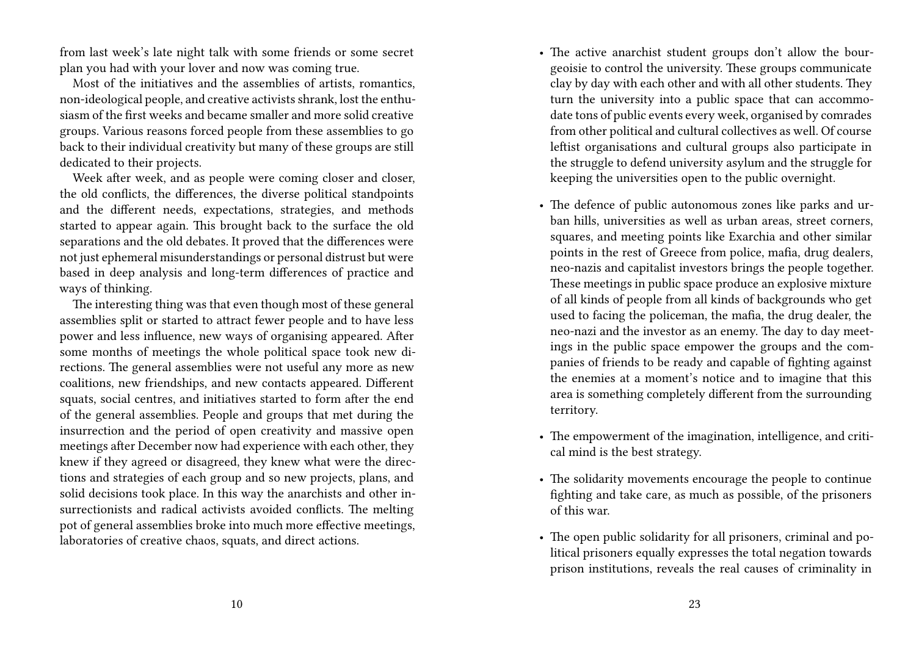from last week's late night talk with some friends or some secret plan you had with your lover and now was coming true.

Most of the initiatives and the assemblies of artists, romantics, non-ideological people, and creative activists shrank, lost the enthusiasm of the first weeks and became smaller and more solid creative groups. Various reasons forced people from these assemblies to go back to their individual creativity but many of these groups are still dedicated to their projects.

Week after week, and as people were coming closer and closer, the old conflicts, the differences, the diverse political standpoints and the different needs, expectations, strategies, and methods started to appear again. This brought back to the surface the old separations and the old debates. It proved that the differences were not just ephemeral misunderstandings or personal distrust but were based in deep analysis and long-term differences of practice and ways of thinking.

The interesting thing was that even though most of these general assemblies split or started to attract fewer people and to have less power and less influence, new ways of organising appeared. After some months of meetings the whole political space took new directions. The general assemblies were not useful any more as new coalitions, new friendships, and new contacts appeared. Different squats, social centres, and initiatives started to form after the end of the general assemblies. People and groups that met during the insurrection and the period of open creativity and massive open meetings after December now had experience with each other, they knew if they agreed or disagreed, they knew what were the directions and strategies of each group and so new projects, plans, and solid decisions took place. In this way the anarchists and other insurrectionists and radical activists avoided conflicts. The melting pot of general assemblies broke into much more effective meetings, laboratories of creative chaos, squats, and direct actions.

- The active anarchist student groups don't allow the bourgeoisie to control the university. These groups communicate clay by day with each other and with all other students. They turn the university into a public space that can accommodate tons of public events every week, organised by comrades from other political and cultural collectives as well. Of course leftist organisations and cultural groups also participate in the struggle to defend university asylum and the struggle for keeping the universities open to the public overnight.

- The defence of public autonomous zones like parks and urban hills, universities as well as urban areas, street corners, squares, and meeting points like Exarchia and other similar points in the rest of Greece from police, mafia, drug dealers, neo-nazis and capitalist investors brings the people together. These meetings in public space produce an explosive mixture of all kinds of people from all kinds of backgrounds who get used to facing the policeman, the mafia, the drug dealer, the neo-nazi and the investor as an enemy. The day to day meetings in the public space empower the groups and the companies of friends to be ready and capable of fighting against the enemies at a moment's notice and to imagine that this area is something completely different from the surrounding territory.

- The empowerment of the imagination, intelligence, and critical mind is the best strategy.

- The solidarity movements encourage the people to continue fighting and take care, as much as possible, of the prisoners of this war.

- The open public solidarity for all prisoners, criminal and political prisoners equally expresses the total negation towards prison institutions, reveals the real causes of criminality in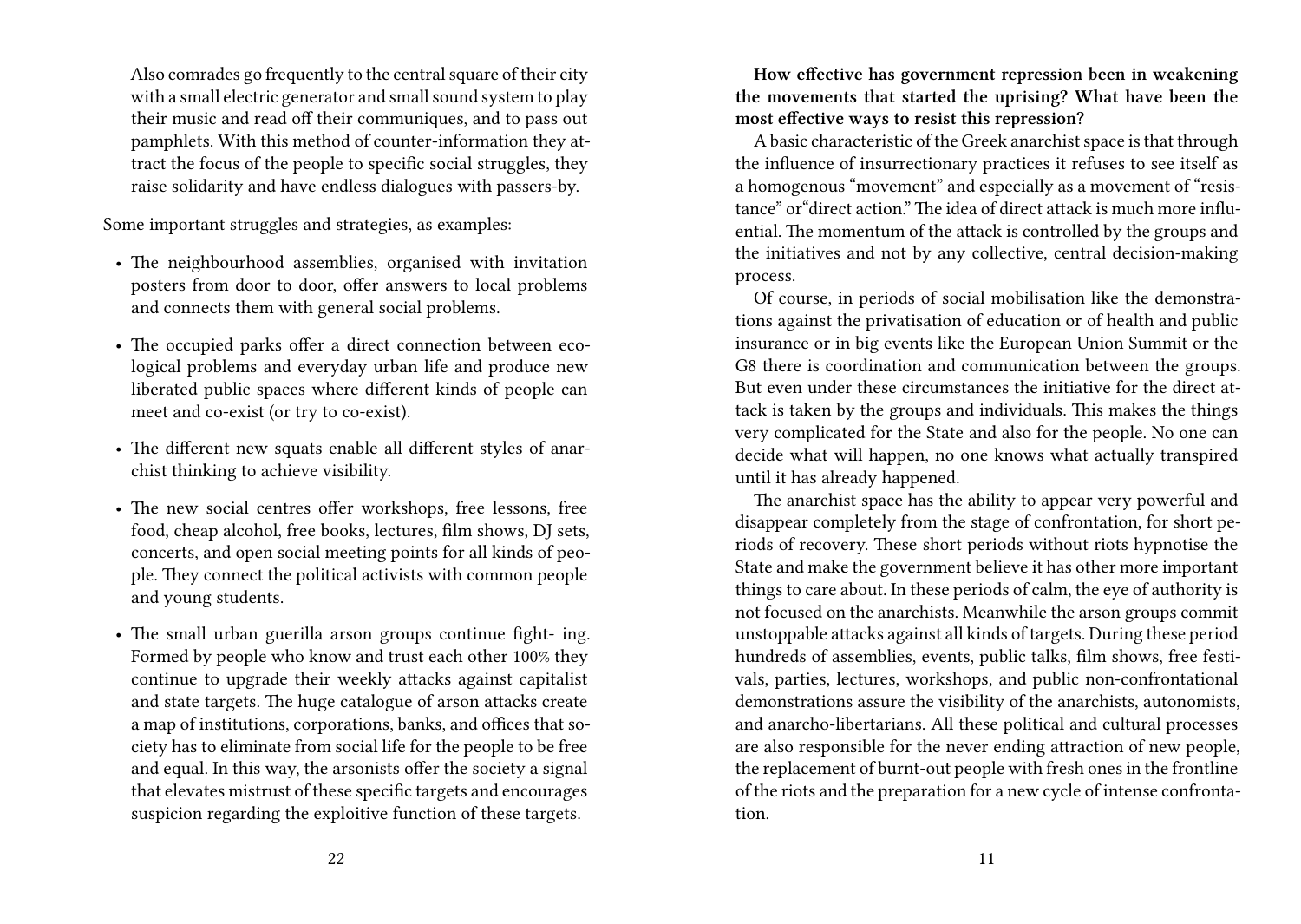Also comrades go frequently to the central square of their city with a small electric generator and small sound system to play their music and read off their communiques, and to pass out pamphlets. With this method of counter-information they attract the focus of the people to specific social struggles, they raise solidarity and have endless dialogues with passers-by.

Some important struggles and strategies, as examples:

- The neighbourhood assemblies, organised with invitation posters from door to door, offer answers to local problems and connects them with general social problems.
- The occupied parks offer a direct connection between ecological problems and everyday urban life and produce new liberated public spaces where different kinds of people can meet and co-exist (or try to co-exist).
- The different new squats enable all different styles of anarchist thinking to achieve visibility.
- The new social centres offer workshops, free lessons, free food, cheap alcohol, free books, lectures, film shows, DJ sets, concerts, and open social meeting points for all kinds of people. They connect the political activists with common people and young students.
- The small urban guerilla arson groups continue fight- ing. Formed by people who know and trust each other 100% they continue to upgrade their weekly attacks against capitalist and state targets. The huge catalogue of arson attacks create a map of institutions, corporations, banks, and offices that society has to eliminate from social life for the people to be free and equal. In this way, the arsonists offer the society a signal that elevates mistrust of these specific targets and encourages suspicion regarding the exploitive function of these targets.

**How effective has government repression been in weakening the movements that started the uprising? What have been the most effective ways to resist this repression?**

A basic characteristic of the Greek anarchist space is that through the influence of insurrectionary practices it refuses to see itself as a homogenous "movement" and especially as a movement of "resistance" or"direct action." The idea of direct attack is much more influential. The momentum of the attack is controlled by the groups and the initiatives and not by any collective, central decision-making process.

Of course, in periods of social mobilisation like the demonstrations against the privatisation of education or of health and public insurance or in big events like the European Union Summit or the G8 there is coordination and communication between the groups. But even under these circumstances the initiative for the direct attack is taken by the groups and individuals. This makes the things very complicated for the State and also for the people. No one can decide what will happen, no one knows what actually transpired until it has already happened.

The anarchist space has the ability to appear very powerful and disappear completely from the stage of confrontation, for short periods of recovery. These short periods without riots hypnotise the State and make the government believe it has other more important things to care about. In these periods of calm, the eye of authority is not focused on the anarchists. Meanwhile the arson groups commit unstoppable attacks against all kinds of targets. During these period hundreds of assemblies, events, public talks, film shows, free festivals, parties, lectures, workshops, and public non-confrontational demonstrations assure the visibility of the anarchists, autonomists, and anarcho-libertarians. All these political and cultural processes are also responsible for the never ending attraction of new people, the replacement of burnt-out people with fresh ones in the frontline of the riots and the preparation for a new cycle of intense confrontation.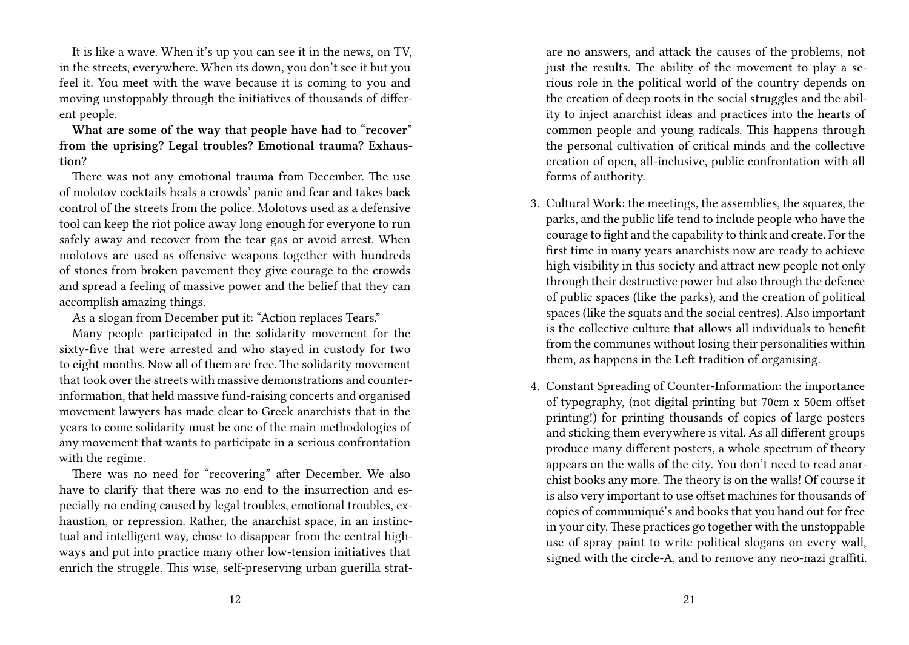It is like a wave. When it's up you can see it in the news, on TV, in the streets, everywhere. When its down, you don't see it but you feel it. You meet with the wave because it is coming to you and moving unstoppably through the initiatives of thousands of different people.

**What are some of the way that people have had to "recover" from the uprising? Legal troubles? Emotional trauma? Exhaustion?**

There was not any emotional trauma from December. The use of molotov cocktails heals a crowds' panic and fear and takes back control of the streets from the police. Molotovs used as a defensive tool can keep the riot police away long enough for everyone to run safely away and recover from the tear gas or avoid arrest. When molotovs are used as offensive weapons together with hundreds of stones from broken pavement they give courage to the crowds and spread a feeling of massive power and the belief that they can accomplish amazing things.

As a slogan from December put it: "Action replaces Tears."

Many people participated in the solidarity movement for the sixty-five that were arrested and who stayed in custody for two to eight months. Now all of them are free. The solidarity movement that took over the streets with massive demonstrations and counter-information, that held massive fund-raising concerts and organised movement lawyers has made clear to Greek anarchists that in the years to come solidarity must be one of the main methodologies of any movement that wants to participate in a serious confrontation with the regime.

There was no need for "recovering" after December. We also have to clarify that there was no end to the insurrection and especially no ending caused by legal troubles, emotional troubles, exhaustion, or repression. Rather, the anarchist space, in an instinctual and intelligent way, chose to disappear from the central highways and put into practice many other low-tension initiatives that enrich the struggle. This wise, self-preserving urban guerilla strat-

are no answers, and attack the causes of the problems, not just the results. The ability of the movement to play a serious role in the political world of the country depends on the creation of deep roots in the social struggles and the ability to inject anarchist ideas and practices into the hearts of common people and young radicals. This happens through the personal cultivation of critical minds and the collective creation of open, all-inclusive, public confrontation with all forms of authority.

3. Cultural Work: the meetings, the assemblies, the squares, the parks, and the public life tend to include people who have the courage to fight and the capability to think and create. For the first time in many years anarchists now are ready to achieve high visibility in this society and attract new people not only through their destructive power but also through the defence of public spaces (like the parks), and the creation of political spaces (like the squats and the social centres). Also important is the collective culture that allows all individuals to benefit from the communes without losing their personalities within them, as happens in the Left tradition of organising.

4. Constant Spreading of Counter-Information: the importance of typography, (not digital printing but 70cm x 50cm offset printing!) for printing thousands of copies of large posters and sticking them everywhere is vital. As all different groups produce many different posters, a whole spectrum of theory appears on the walls of the city. You don't need to read anarchist books any more. The theory is on the walls! Of course it is also very important to use offset machines for thousands of copies of communiqué's and books that you hand out for free in your city. These practices go together with the unstoppable use of spray paint to write political slogans on every wall, signed with the circle-A, and to remove any neo-nazi graffiti.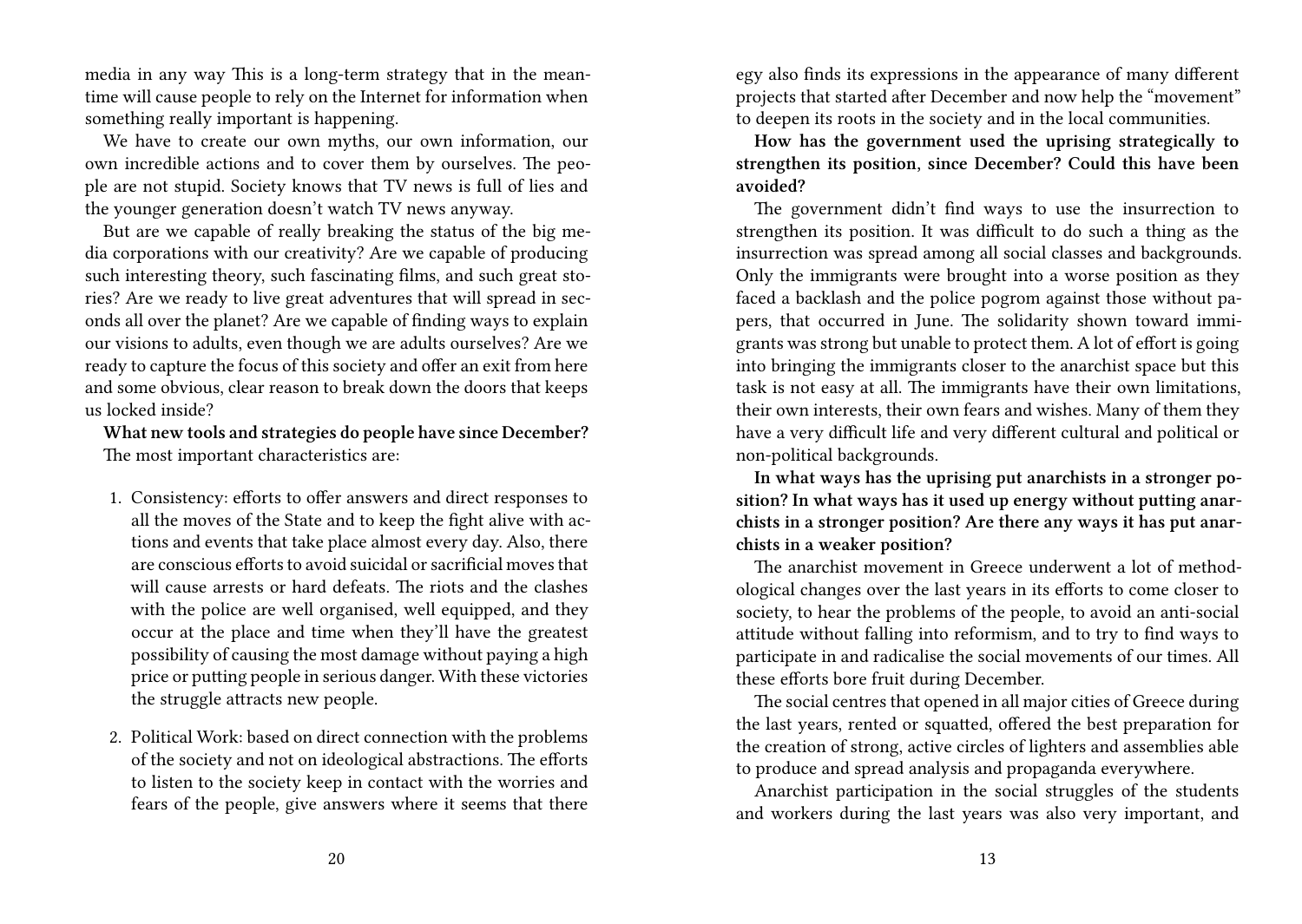media in any way This is a long-term strategy that in the meantime will cause people to rely on the Internet for information when something really important is happening.

We have to create our own myths, our own information, our own incredible actions and to cover them by ourselves. The people are not stupid. Society knows that TV news is full of lies and the younger generation doesn't watch TV news anyway.

But are we capable of really breaking the status of the big media corporations with our creativity? Are we capable of producing such interesting theory, such fascinating films, and such great stories? Are we ready to live great adventures that will spread in seconds all over the planet? Are we capable of finding ways to explain our visions to adults, even though we are adults ourselves? Are we ready to capture the focus of this society and offer an exit from here and some obvious, clear reason to break down the doors that keeps us locked inside?

**What new tools and strategies do people have since December?** The most important characteristics are:

1. Consistency: efforts to offer answers and direct responses to all the moves of the State and to keep the fight alive with actions and events that take place almost every day. Also, there are conscious efforts to avoid suicidal or sacrificial moves that will cause arrests or hard defeats. The riots and the clashes with the police are well organised, well equipped, and they occur at the place and time when they'll have the greatest possibility of causing the most damage without paying a high price or putting people in serious danger. With these victories the struggle attracts new people.

2. Political Work: based on direct connection with the problems of the society and not on ideological abstractions. The efforts to listen to the society keep in contact with the worries and fears of the people, give answers where it seems that there

egy also finds its expressions in the appearance of many different projects that started after December and now help the "movement" to deepen its roots in the society and in the local communities.

**How has the government used the uprising strategically to strengthen its position, since December? Could this have been avoided?**

The government didn't find ways to use the insurrection to strengthen its position. It was difficult to do such a thing as the insurrection was spread among all social classes and backgrounds. Only the immigrants were brought into a worse position as they faced a backlash and the police pogrom against those without papers, that occurred in June. The solidarity shown toward immigrants was strong but unable to protect them. A lot of effort is going into bringing the immigrants closer to the anarchist space but this task is not easy at all. The immigrants have their own limitations, their own interests, their own fears and wishes. Many of them they have a very difficult life and very different cultural and political or non-political backgrounds.

**In what ways has the uprising put anarchists in a stronger position? In what ways has it used up energy without putting anarchists in a stronger position? Are there any ways it has put anarchists in a weaker position?**

The anarchist movement in Greece underwent a lot of methodological changes over the last years in its efforts to come closer to society, to hear the problems of the people, to avoid an anti-social attitude without falling into reformism, and to try to find ways to participate in and radicalise the social movements of our times. All these efforts bore fruit during December.

The social centres that opened in all major cities of Greece during the last years, rented or squatted, offered the best preparation for the creation of strong, active circles of lighters and assemblies able to produce and spread analysis and propaganda everywhere.

Anarchist participation in the social struggles of the students and workers during the last years was also very important, and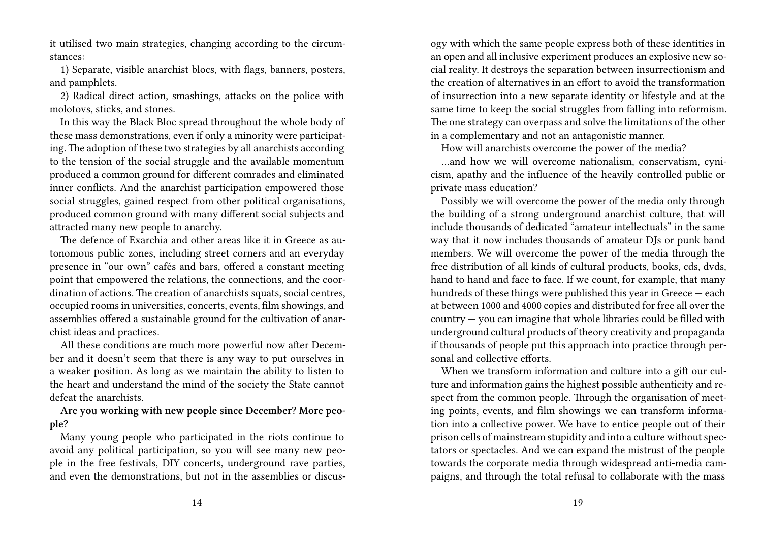it utilised two main strategies, changing according to the circumstances:

1) Separate, visible anarchist blocs, with flags, banners, posters, and pamphlets.

2) Radical direct action, smashings, attacks on the police with molotovs, sticks, and stones.

In this way the Black Bloc spread throughout the whole body of these mass demonstrations, even if only a minority were participating. The adoption of these two strategies by all anarchists according to the tension of the social struggle and the available momentum produced a common ground for different comrades and eliminated inner conflicts. And the anarchist participation empowered those social struggles, gained respect from other political organisations, produced common ground with many different social subjects and attracted many new people to anarchy.

The defence of Exarchia and other areas like it in Greece as autonomous public zones, including street corners and an everyday presence in "our own" cafés and bars, offered a constant meeting point that empowered the relations, the connections, and the coordination of actions. The creation of anarchists squats, social centres, occupied rooms in universities, concerts, events, film showings, and assemblies offered a sustainable ground for the cultivation of anarchist ideas and practices.

All these conditions are much more powerful now after December and it doesn't seem that there is any way to put ourselves in a weaker position. As long as we maintain the ability to listen to the heart and understand the mind of the society the State cannot defeat the anarchists.

**Are you working with new people since December? More people?**

Many young people who participated in the riots continue to avoid any political participation, so you will see many new people in the free festivals, DIY concerts, underground rave parties, and even the demonstrations, but not in the assemblies or discus-

ogy with which the same people express both of these identities in an open and all inclusive experiment produces an explosive new social reality. It destroys the separation between insurrectionism and the creation of alternatives in an effort to avoid the transformation of insurrection into a new separate identity or lifestyle and at the same time to keep the social struggles from falling into reformism. The one strategy can overpass and solve the limitations of the other in a complementary and not an antagonistic manner.

How will anarchists overcome the power of the media?

…and how we will overcome nationalism, conservatism, cynicism, apathy and the influence of the heavily controlled public or private mass education?

Possibly we will overcome the power of the media only through the building of a strong underground anarchist culture, that will include thousands of dedicated "amateur intellectuals" in the same way that it now includes thousands of amateur DJs or punk band members. We will overcome the power of the media through the free distribution of all kinds of cultural products, books, cds, dvds, hand to hand and face to face. If we count, for example, that many hundreds of these things were published this year in Greece — each at between 1000 and 4000 copies and distributed for free all over the country — you can imagine that whole libraries could be filled with underground cultural products of theory creativity and propaganda if thousands of people put this approach into practice through personal and collective efforts.

When we transform information and culture into a gift our culture and information gains the highest possible authenticity and respect from the common people. Through the organisation of meeting points, events, and film showings we can transform information into a collective power. We have to entice people out of their prison cells of mainstream stupidity and into a culture without spectators or spectacles. And we can expand the mistrust of the people towards the corporate media through widespread anti-media campaigns, and through the total refusal to collaborate with the mass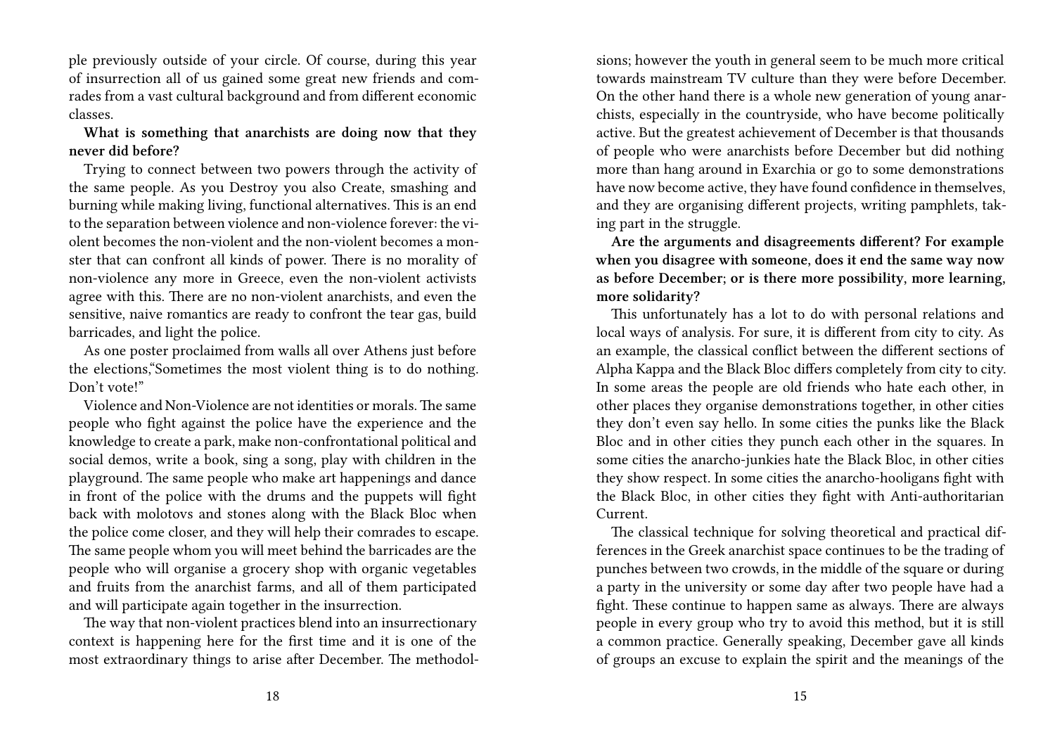ple previously outside of your circle. Of course, during this year of insurrection all of us gained some great new friends and comrades from a vast cultural background and from different economic classes.

**What is something that anarchists are doing now that they never did before?**

Trying to connect between two powers through the activity of the same people. As you Destroy you also Create, smashing and burning while making living, functional alternatives. This is an end to the separation between violence and non-violence forever: the violent becomes the non-violent and the non-violent becomes a monster that can confront all kinds of power. There is no morality of non-violence any more in Greece, even the non-violent activists agree with this. There are no non-violent anarchists, and even the sensitive, naive romantics are ready to confront the tear gas, build barricades, and light the police.

As one poster proclaimed from walls all over Athens just before the elections,"Sometimes the most violent thing is to do nothing. Don't vote!"

Violence and Non-Violence are not identities or morals. The same people who fight against the police have the experience and the knowledge to create a park, make non-confrontational political and social demos, write a book, sing a song, play with children in the playground. The same people who make art happenings and dance in front of the police with the drums and the puppets will fight back with molotovs and stones along with the Black Bloc when the police come closer, and they will help their comrades to escape. The same people whom you will meet behind the barricades are the people who will organise a grocery shop with organic vegetables and fruits from the anarchist farms, and all of them participated and will participate again together in the insurrection.

The way that non-violent practices blend into an insurrectionary context is happening here for the first time and it is one of the most extraordinary things to arise after December. The methodol-

sions; however the youth in general seem to be much more critical towards mainstream TV culture than they were before December. On the other hand there is a whole new generation of young anarchists, especially in the countryside, who have become politically active. But the greatest achievement of December is that thousands of people who were anarchists before December but did nothing more than hang around in Exarchia or go to some demonstrations have now become active, they have found confidence in themselves, and they are organising different projects, writing pamphlets, taking part in the struggle.

**Are the arguments and disagreements different? For example when you disagree with someone, does it end the same way now as before December; or is there more possibility, more learning, more solidarity?**

This unfortunately has a lot to do with personal relations and local ways of analysis. For sure, it is different from city to city. As an example, the classical conflict between the different sections of Alpha Kappa and the Black Bloc differs completely from city to city. In some areas the people are old friends who hate each other, in other places they organise demonstrations together, in other cities they don't even say hello. In some cities the punks like the Black Bloc and in other cities they punch each other in the squares. In some cities the anarcho-junkies hate the Black Bloc, in other cities they show respect. In some cities the anarcho-hooligans fight with the Black Bloc, in other cities they fight with Anti-authoritarian Current.

The classical technique for solving theoretical and practical differences in the Greek anarchist space continues to be the trading of punches between two crowds, in the middle of the square or during a party in the university or some day after two people have had a fight. These continue to happen same as always. There are always people in every group who try to avoid this method, but it is still a common practice. Generally speaking, December gave all kinds of groups an excuse to explain the spirit and the meanings of the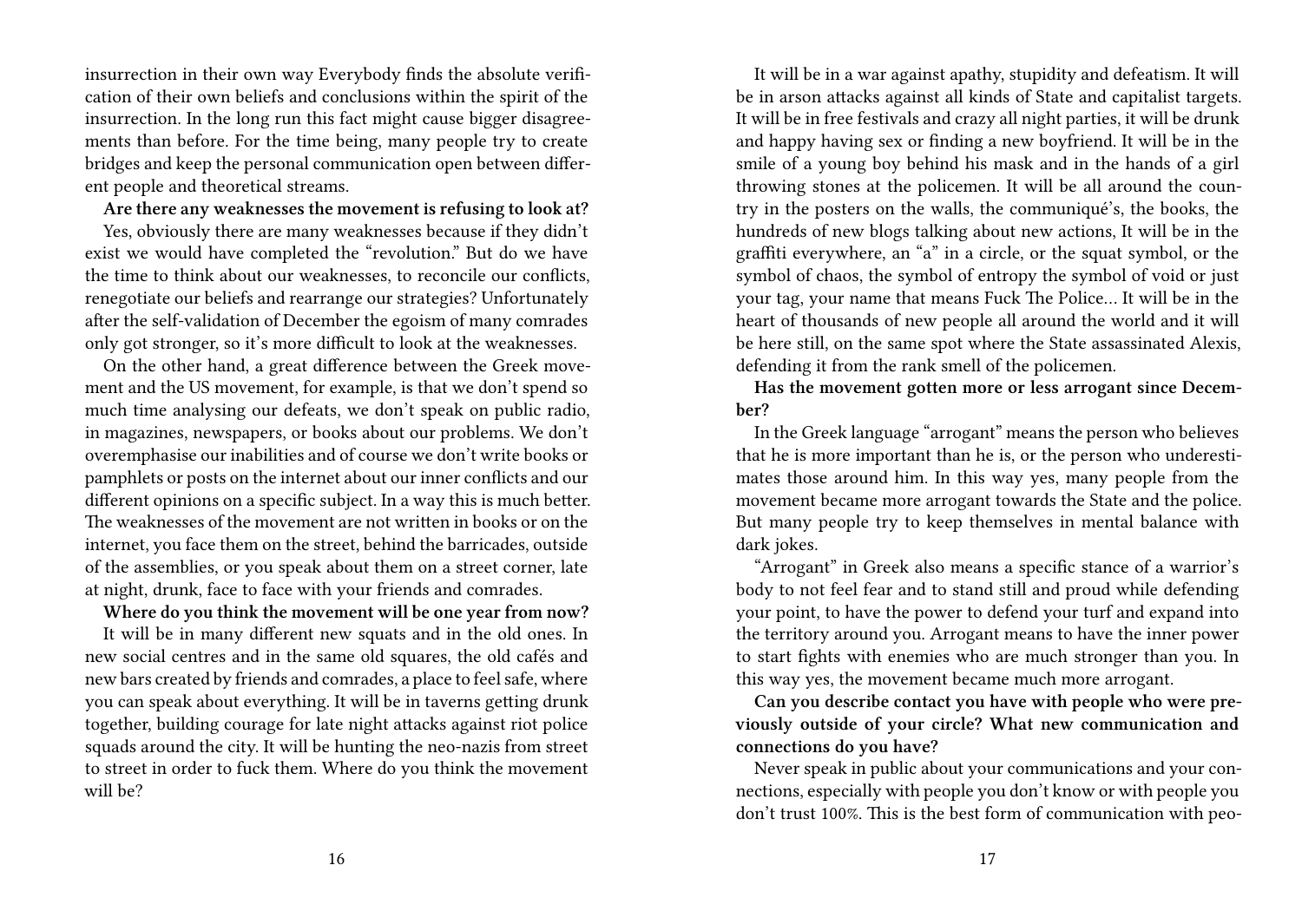insurrection in their own way Everybody finds the absolute verification of their own beliefs and conclusions within the spirit of the insurrection. In the long run this fact might cause bigger disagreements than before. For the time being, many people try to create bridges and keep the personal communication open between different people and theoretical streams.

**Are there any weaknesses the movement is refusing to look at?**

Yes, obviously there are many weaknesses because if they didn't exist we would have completed the "revolution." But do we have the time to think about our weaknesses, to reconcile our conflicts, renegotiate our beliefs and rearrange our strategies? Unfortunately after the self-validation of December the egoism of many comrades only got stronger, so it's more difficult to look at the weaknesses.

On the other hand, a great difference between the Greek movement and the US movement, for example, is that we don't spend so much time analysing our defeats, we don't speak on public radio, in magazines, newspapers, or books about our problems. We don't overemphasise our inabilities and of course we don't write books or pamphlets or posts on the internet about our inner conflicts and our different opinions on a specific subject. In a way this is much better. The weaknesses of the movement are not written in books or on the internet, you face them on the street, behind the barricades, outside of the assemblies, or you speak about them on a street corner, late at night, drunk, face to face with your friends and comrades.

**Where do you think the movement will be one year from now?**

It will be in many different new squats and in the old ones. In new social centres and in the same old squares, the old cafés and new bars created by friends and comrades, a place to feel safe, where you can speak about everything. It will be in taverns getting drunk together, building courage for late night attacks against riot police squads around the city. It will be hunting the neo-nazis from street to street in order to fuck them. Where do you think the movement will be?

It will be in a war against apathy, stupidity and defeatism. It will be in arson attacks against all kinds of State and capitalist targets. It will be in free festivals and crazy all night parties, it will be drunk and happy having sex or finding a new boyfriend. It will be in the smile of a young boy behind his mask and in the hands of a girl throwing stones at the policemen. It will be all around the country in the posters on the walls, the communiqué's, the books, the hundreds of new blogs talking about new actions, It will be in the graffiti everywhere, an "a" in a circle, or the squat symbol, or the symbol of chaos, the symbol of entropy the symbol of void or just your tag, your name that means Fuck The Police… It will be in the heart of thousands of new people all around the world and it will be here still, on the same spot where the State assassinated Alexis, defending it from the rank smell of the policemen.

**Has the movement gotten more or less arrogant since December?**

In the Greek language "arrogant" means the person who believes that he is more important than he is, or the person who underestimates those around him. In this way yes, many people from the movement became more arrogant towards the State and the police. But many people try to keep themselves in mental balance with dark jokes.

"Arrogant" in Greek also means a specific stance of a warrior's body to not feel fear and to stand still and proud while defending your point, to have the power to defend your turf and expand into the territory around you. Arrogant means to have the inner power to start fights with enemies who are much stronger than you. In this way yes, the movement became much more arrogant.

**Can you describe contact you have with people who were previously outside of your circle? What new communication and connections do you have?**

Never speak in public about your communications and your connections, especially with people you don't know or with people you don't trust 100%. This is the best form of communication with peo-